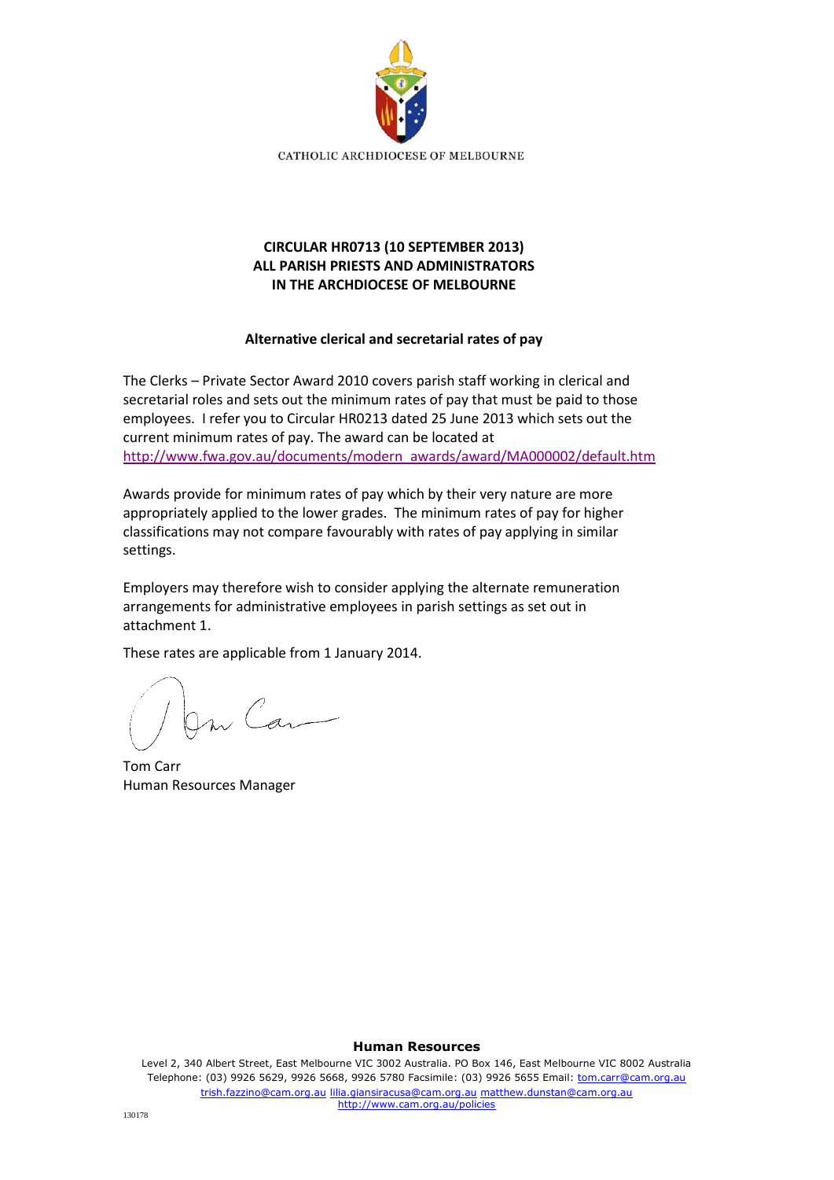CATHOLIC ARCHDIOCESE OF MELBOURNE

**CIRCULAR HR0713 (10 SEPTEMBER 2013)**
**ALL PARISH PRIESTS AND ADMINISTRATORS**
**IN THE ARCHDIOCESE OF MELBOURNE**

**Alternative clerical and secretarial rates of pay**

The Clerks – Private Sector Award 2010 covers parish staff working in clerical and secretarial roles and sets out the minimum rates of pay that must be paid to those employees. I refer you to Circular HR0213 dated 25 June 2013 which sets out the current minimum rates of pay. The award can be located at http://www.fwa.gov.au/documents/modern_awards/award/MA000002/default.htm

Awards provide for minimum rates of pay which by their very nature are more appropriately applied to the lower grades. The minimum rates of pay for higher classifications may not compare favourably with rates of pay applying in similar settings.

Employers may therefore wish to consider applying the alternate remuneration arrangements for administrative employees in parish settings as set out in attachment 1.

These rates are applicable from 1 January 2014.

Tom Carr
Human Resources Manager

**Human Resources**

Level 2, 340 Albert Street, East Melbourne VIC 3002 Australia. PO Box 146, East Melbourne VIC 8002 Australia
Telephone: (03) 9926 5629, 9926 5668, 9926 5780 Facsimile: (03) 9926 5655 Email: tom.carr@cam.org.au
trish.fazzino@cam.org.au lilia.giansiracusa@cam.org.au matthew.dunstan@cam.org.au
http://www.cam.org.au/policies

130178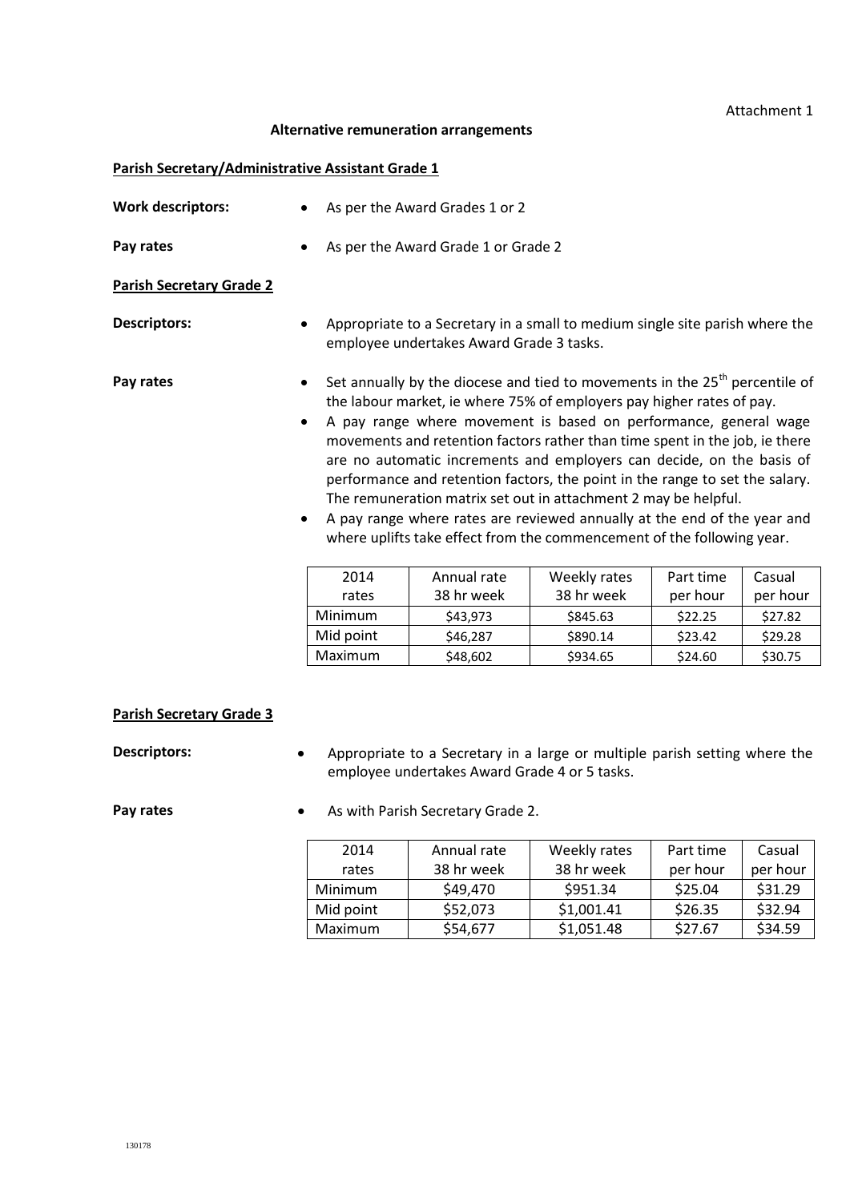Attachment 1

**Alternative remuneration arrangements**

**Parish Secretary/Administrative Assistant Grade 1**

**Work descriptors:**
- As per the Award Grades 1 or 2

**Pay rates**
- As per the Award Grade 1 or Grade 2

**Parish Secretary Grade 2**

**Descriptors:**
- Appropriate to a Secretary in a small to medium single site parish where the employee undertakes Award Grade 3 tasks.

**Pay rates**
- Set annually by the diocese and tied to movements in the 25th percentile of the labour market, ie where 75% of employers pay higher rates of pay.
- A pay range where movement is based on performance, general wage movements and retention factors rather than time spent in the job, ie there are no automatic increments and employers can decide, on the basis of performance and retention factors, the point in the range to set the salary. The remuneration matrix set out in attachment 2 may be helpful.
- A pay range where rates are reviewed annually at the end of the year and where uplifts take effect from the commencement of the following year.

| 2014 rates | Annual rate 38 hr week | Weekly rates 38 hr week | Part time per hour | Casual per hour |
|---|---|---|---|---|
| Minimum | $43,973 | $845.63 | $22.25 | $27.82 |
| Mid point | $46,287 | $890.14 | $23.42 | $29.28 |
| Maximum | $48,602 | $934.65 | $24.60 | $30.75 |

**Parish Secretary Grade 3**

**Descriptors:**
- Appropriate to a Secretary in a large or multiple parish setting where the employee undertakes Award Grade 4 or 5 tasks.

**Pay rates**
- As with Parish Secretary Grade 2.

| 2014 rates | Annual rate 38 hr week | Weekly rates 38 hr week | Part time per hour | Casual per hour |
|---|---|---|---|---|
| Minimum | $49,470 | $951.34 | $25.04 | $31.29 |
| Mid point | $52,073 | $1,001.41 | $26.35 | $32.94 |
| Maximum | $54,677 | $1,051.48 | $27.67 | $34.59 |

130178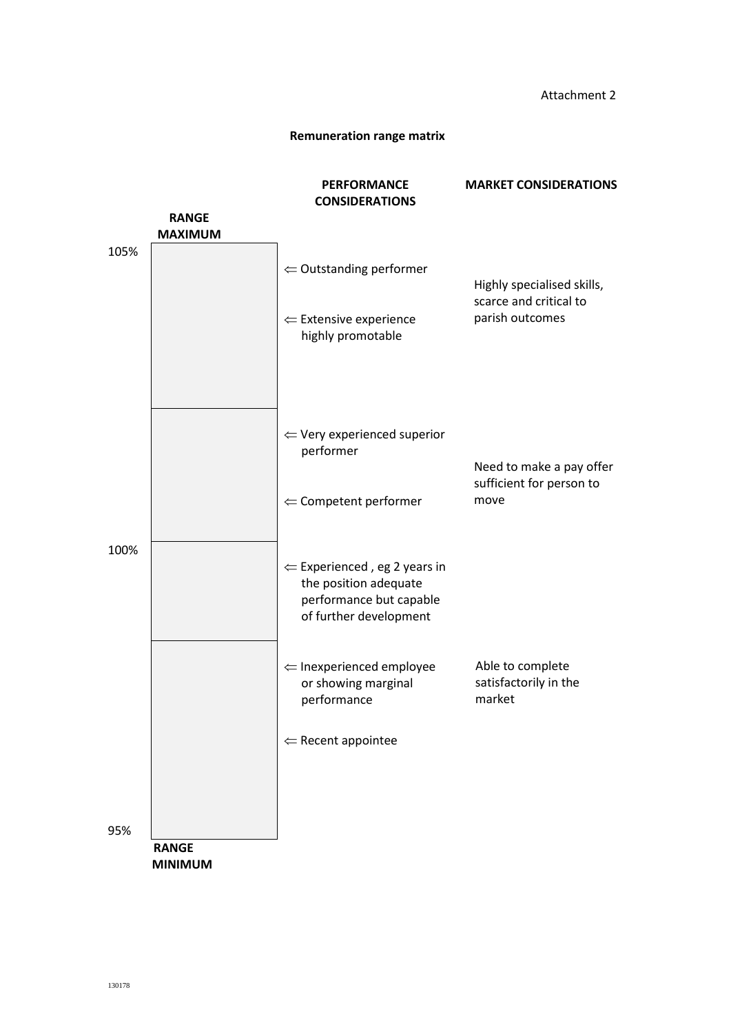Attachment 2

**Remuneration range matrix**

**PERFORMANCE CONSIDERATIONS**

**MARKET CONSIDERATIONS**

**RANGE MAXIMUM**

105%

⇐ Outstanding performer

⇐ Extensive experience highly promotable

Highly specialised skills, scarce and critical to parish outcomes

⇐ Very experienced superior performer

⇐ Competent performer

Need to make a pay offer sufficient for person to move

100%

⇐ Experienced , eg 2 years in the position adequate performance but capable of further development

⇐ Inexperienced employee or showing marginal performance

⇐ Recent appointee

Able to complete satisfactorily in the market

95%

**RANGE MINIMUM**

130178